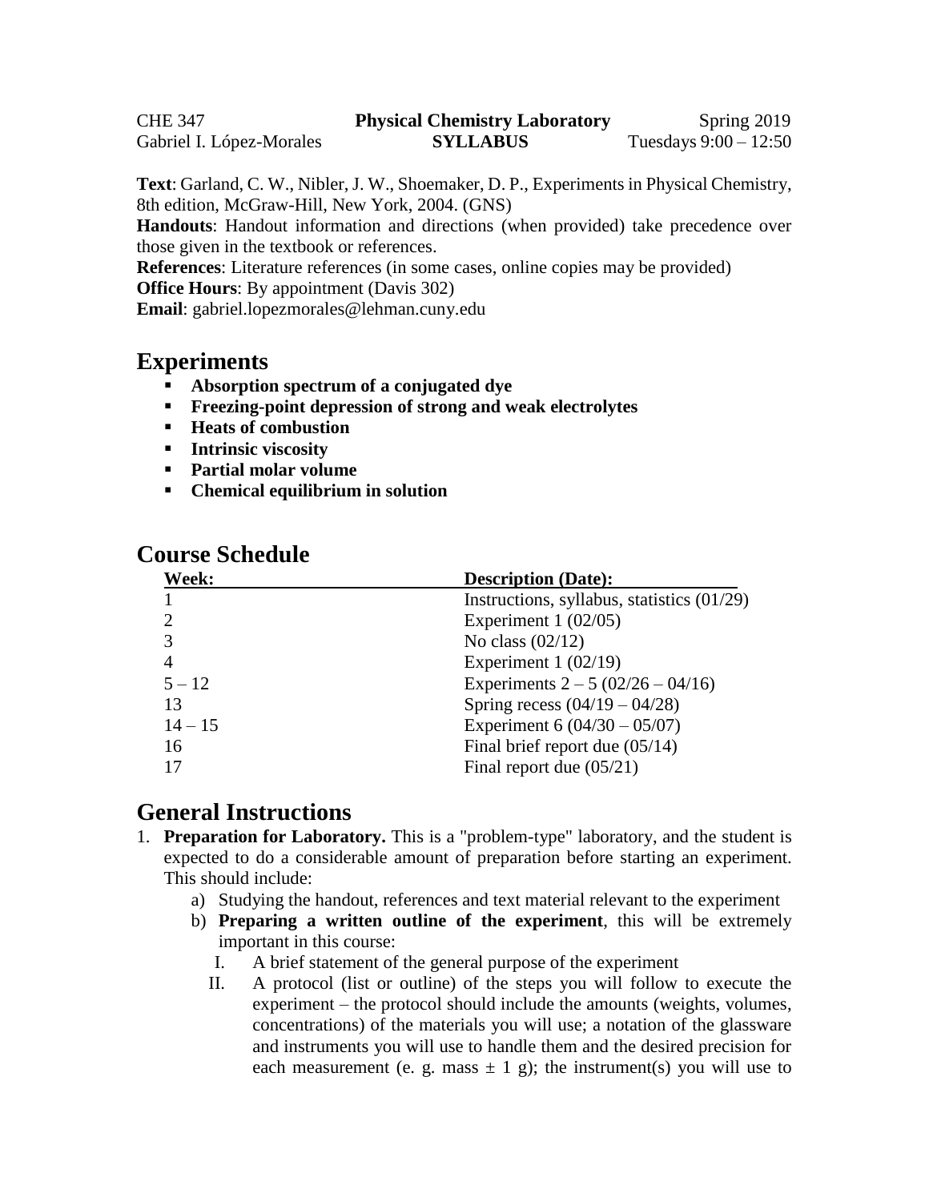CHE 347 | **Physical Chemistry Laboratory** | Spring 2019
Gabriel I. López-Morales | **SYLLABUS** | Tuesdays 9:00 – 12:50

**Text**: Garland, C. W., Nibler, J. W., Shoemaker, D. P., Experiments in Physical Chemistry, 8th edition, McGraw-Hill, New York, 2004. (GNS)
**Handouts**: Handout information and directions (when provided) take precedence over those given in the textbook or references.
**References**: Literature references (in some cases, online copies may be provided)
**Office Hours**: By appointment (Davis 302)
**Email**: gabriel.lopezmorales@lehman.cuny.edu

# Experiments

- **Absorption spectrum of a conjugated dye**
- **Freezing-point depression of strong and weak electrolytes**
- **Heats of combustion**
- **Intrinsic viscosity**
- **Partial molar volume**
- **Chemical equilibrium in solution**

# Course Schedule

| Week: | Description (Date): |
|---|---|
| 1 | Instructions, syllabus, statistics (01/29) |
| 2 | Experiment 1 (02/05) |
| 3 | No class (02/12) |
| 4 | Experiment 1 (02/19) |
| 5 – 12 | Experiments 2 – 5 (02/26 – 04/16) |
| 13 | Spring recess (04/19 – 04/28) |
| 14 – 15 | Experiment 6 (04/30 – 05/07) |
| 16 | Final brief report due (05/14) |
| 17 | Final report due (05/21) |

# General Instructions

1. **Preparation for Laboratory.** This is a "problem-type" laboratory, and the student is expected to do a considerable amount of preparation before starting an experiment. This should include:
   a) Studying the handout, references and text material relevant to the experiment
   b) **Preparing a written outline of the experiment**, this will be extremely important in this course:
      I. A brief statement of the general purpose of the experiment
      II. A protocol (list or outline) of the steps you will follow to execute the experiment – the protocol should include the amounts (weights, volumes, concentrations) of the materials you will use; a notation of the glassware and instruments you will use to handle them and the desired precision for each measurement (e. g. mass $\pm$ 1 g); the instrument(s) you will use to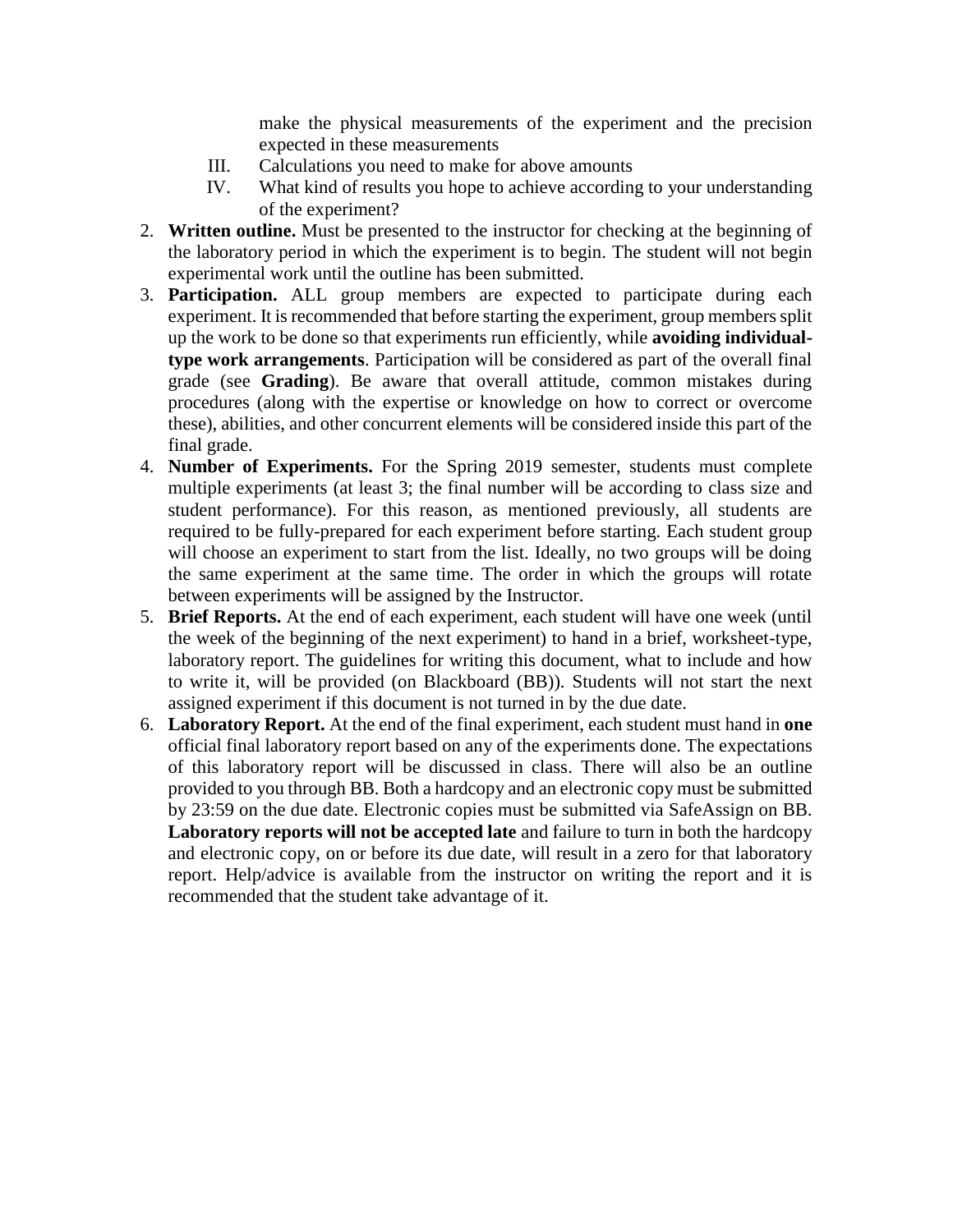make the physical measurements of the experiment and the precision expected in these measurements

   III. Calculations you need to make for above amounts

   IV. What kind of results you hope to achieve according to your understanding of the experiment?

2. **Written outline.** Must be presented to the instructor for checking at the beginning of the laboratory period in which the experiment is to begin. The student will not begin experimental work until the outline has been submitted.
3. **Participation.** ALL group members are expected to participate during each experiment. It is recommended that before starting the experiment, group members split up the work to be done so that experiments run efficiently, while **avoiding individual-type work arrangements**. Participation will be considered as part of the overall final grade (see **Grading**). Be aware that overall attitude, common mistakes during procedures (along with the expertise or knowledge on how to correct or overcome these), abilities, and other concurrent elements will be considered inside this part of the final grade.
4. **Number of Experiments.** For the Spring 2019 semester, students must complete multiple experiments (at least 3; the final number will be according to class size and student performance). For this reason, as mentioned previously, all students are required to be fully-prepared for each experiment before starting. Each student group will choose an experiment to start from the list. Ideally, no two groups will be doing the same experiment at the same time. The order in which the groups will rotate between experiments will be assigned by the Instructor.
5. **Brief Reports.** At the end of each experiment, each student will have one week (until the week of the beginning of the next experiment) to hand in a brief, worksheet-type, laboratory report. The guidelines for writing this document, what to include and how to write it, will be provided (on Blackboard (BB)). Students will not start the next assigned experiment if this document is not turned in by the due date.
6. **Laboratory Report.** At the end of the final experiment, each student must hand in **one** official final laboratory report based on any of the experiments done. The expectations of this laboratory report will be discussed in class. There will also be an outline provided to you through BB. Both a hardcopy and an electronic copy must be submitted by 23:59 on the due date. Electronic copies must be submitted via SafeAssign on BB. **Laboratory reports will not be accepted late** and failure to turn in both the hardcopy and electronic copy, on or before its due date, will result in a zero for that laboratory report. Help/advice is available from the instructor on writing the report and it is recommended that the student take advantage of it.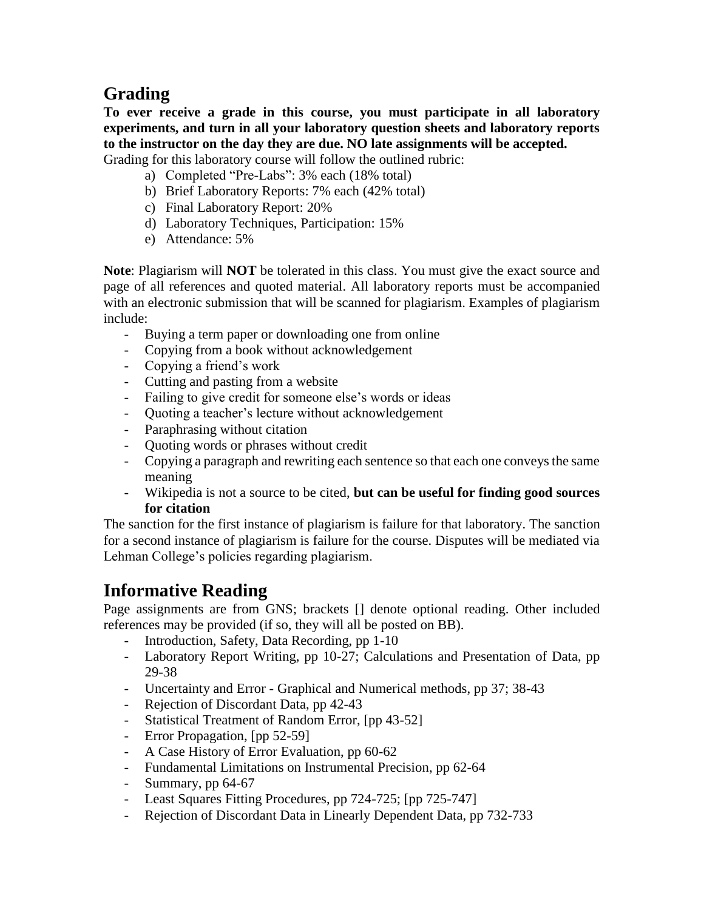## Grading

**To ever receive a grade in this course, you must participate in all laboratory experiments, and turn in all your laboratory question sheets and laboratory reports to the instructor on the day they are due. NO late assignments will be accepted.**

Grading for this laboratory course will follow the outlined rubric:

a) Completed "Pre-Labs": 3% each (18% total)
b) Brief Laboratory Reports: 7% each (42% total)
c) Final Laboratory Report: 20%
d) Laboratory Techniques, Participation: 15%
e) Attendance: 5%

**Note**: Plagiarism will **NOT** be tolerated in this class. You must give the exact source and page of all references and quoted material. All laboratory reports must be accompanied with an electronic submission that will be scanned for plagiarism. Examples of plagiarism include:

- Buying a term paper or downloading one from online
- Copying from a book without acknowledgement
- Copying a friend's work
- Cutting and pasting from a website
- Failing to give credit for someone else's words or ideas
- Quoting a teacher's lecture without acknowledgement
- Paraphrasing without citation
- Quoting words or phrases without credit
- Copying a paragraph and rewriting each sentence so that each one conveys the same meaning
- Wikipedia is not a source to be cited, **but can be useful for finding good sources for citation**

The sanction for the first instance of plagiarism is failure for that laboratory. The sanction for a second instance of plagiarism is failure for the course. Disputes will be mediated via Lehman College's policies regarding plagiarism.

## Informative Reading

Page assignments are from GNS; brackets [] denote optional reading. Other included references may be provided (if so, they will all be posted on BB).

- Introduction, Safety, Data Recording, pp 1-10
- Laboratory Report Writing, pp 10-27; Calculations and Presentation of Data, pp 29-38
- Uncertainty and Error - Graphical and Numerical methods, pp 37; 38-43
- Rejection of Discordant Data, pp 42-43
- Statistical Treatment of Random Error, [pp 43-52]
- Error Propagation, [pp 52-59]
- A Case History of Error Evaluation, pp 60-62
- Fundamental Limitations on Instrumental Precision, pp 62-64
- Summary, pp 64-67
- Least Squares Fitting Procedures, pp 724-725; [pp 725-747]
- Rejection of Discordant Data in Linearly Dependent Data, pp 732-733